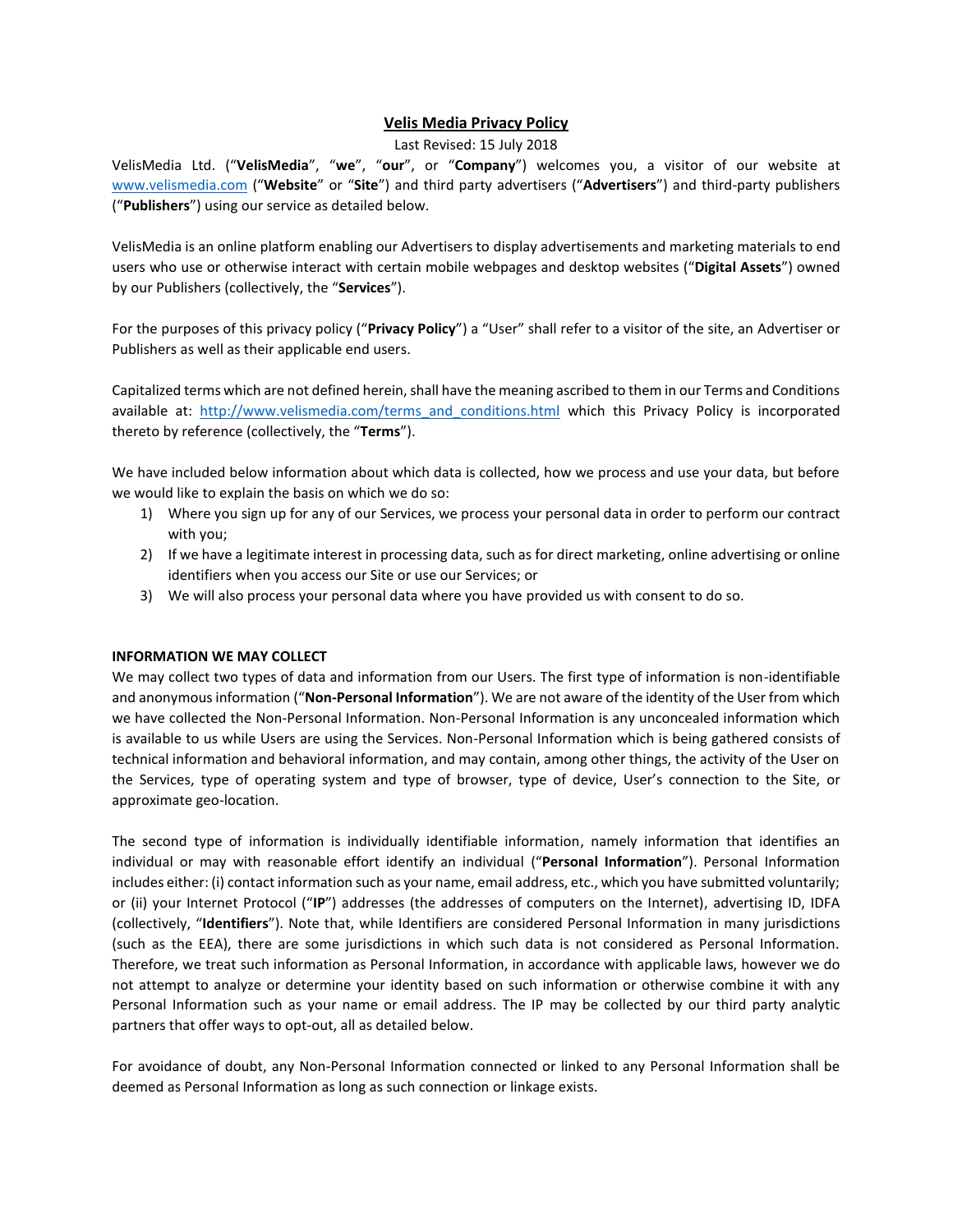# Velis Media Privacy Policy

Last Revised: 15 July 2018

VelisMedia Ltd. ("**VelisMedia**", "**we**", "**our**", or "**Company**") welcomes you, a visitor of our website at www.velismedia.com ("**Website**" or "**Site**") and third party advertisers ("**Advertisers**") and third-party publishers ("**Publishers**") using our service as detailed below.

VelisMedia is an online platform enabling our Advertisers to display advertisements and marketing materials to end users who use or otherwise interact with certain mobile webpages and desktop websites ("**Digital Assets**") owned by our Publishers (collectively, the "**Services**").

For the purposes of this privacy policy ("**Privacy Policy**") a "User" shall refer to a visitor of the site, an Advertiser or Publishers as well as their applicable end users.

Capitalized terms which are not defined herein, shall have the meaning ascribed to them in our Terms and Conditions available at: http://www.velismedia.com/terms_and_conditions.html which this Privacy Policy is incorporated thereto by reference (collectively, the "**Terms**").

We have included below information about which data is collected, how we process and use your data, but before we would like to explain the basis on which we do so:

1) Where you sign up for any of our Services, we process your personal data in order to perform our contract with you;
2) If we have a legitimate interest in processing data, such as for direct marketing, online advertising or online identifiers when you access our Site or use our Services; or
3) We will also process your personal data where you have provided us with consent to do so.

**INFORMATION WE MAY COLLECT**

We may collect two types of data and information from our Users. The first type of information is non-identifiable and anonymous information ("**Non-Personal Information**"). We are not aware of the identity of the User from which we have collected the Non-Personal Information. Non-Personal Information is any unconcealed information which is available to us while Users are using the Services. Non-Personal Information which is being gathered consists of technical information and behavioral information, and may contain, among other things, the activity of the User on the Services, type of operating system and type of browser, type of device, User's connection to the Site, or approximate geo-location.

The second type of information is individually identifiable information, namely information that identifies an individual or may with reasonable effort identify an individual ("**Personal Information**"). Personal Information includes either: (i) contact information such as your name, email address, etc., which you have submitted voluntarily; or (ii) your Internet Protocol ("**IP**") addresses (the addresses of computers on the Internet), advertising ID, IDFA (collectively, "**Identifiers**"). Note that, while Identifiers are considered Personal Information in many jurisdictions (such as the EEA), there are some jurisdictions in which such data is not considered as Personal Information. Therefore, we treat such information as Personal Information, in accordance with applicable laws, however we do not attempt to analyze or determine your identity based on such information or otherwise combine it with any Personal Information such as your name or email address. The IP may be collected by our third party analytic partners that offer ways to opt-out, all as detailed below.

For avoidance of doubt, any Non-Personal Information connected or linked to any Personal Information shall be deemed as Personal Information as long as such connection or linkage exists.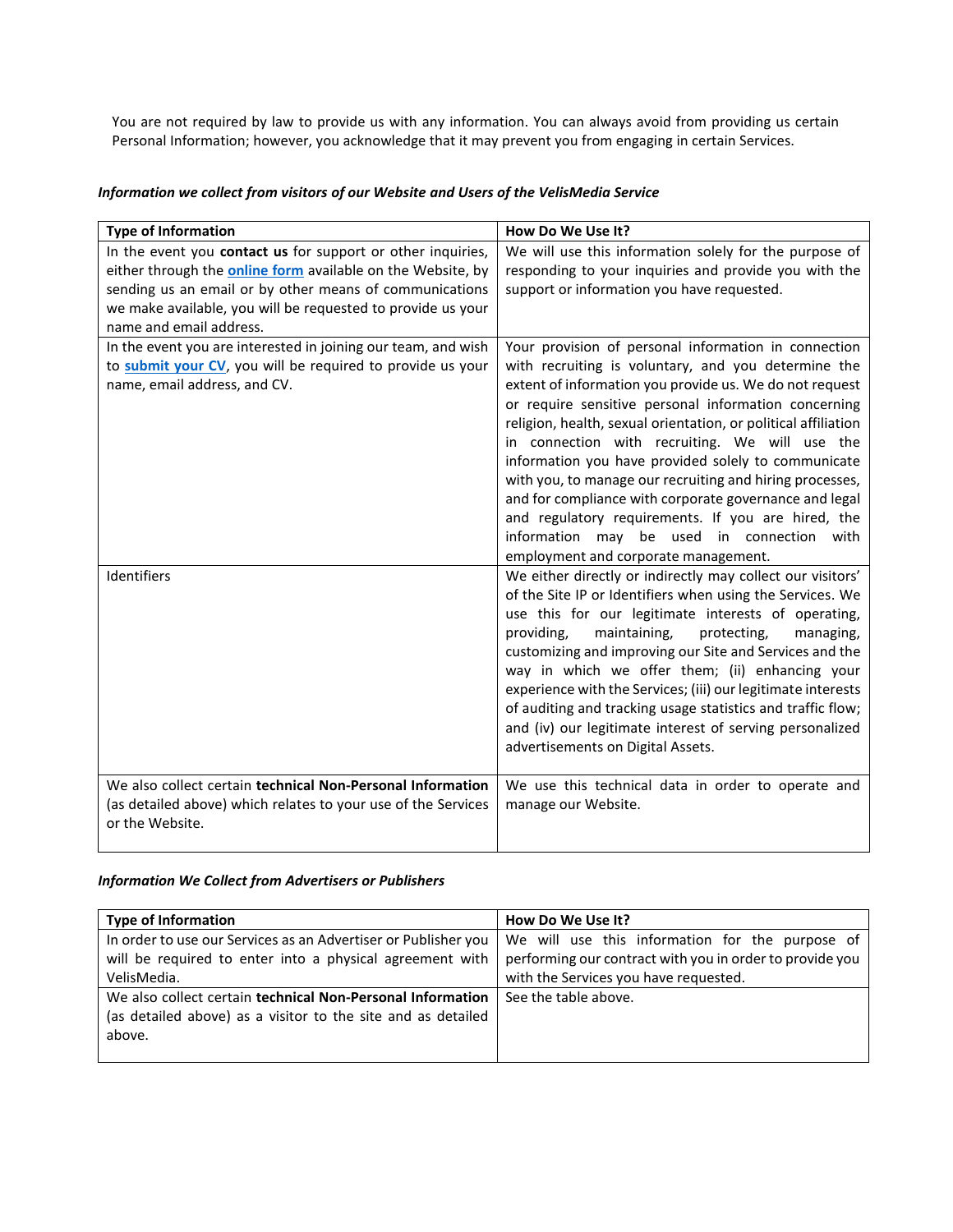You are not required by law to provide us with any information. You can always avoid from providing us certain Personal Information; however, you acknowledge that it may prevent you from engaging in certain Services.

***Information we collect from visitors of our Website and Users of the VelisMedia Service***

| **Type of Information** | **How Do We Use It?** |
|---|---|
| In the event you **contact us** for support or other inquiries, either through the **online form** available on the Website, by sending us an email or by other means of communications we make available, you will be requested to provide us your name and email address. | We will use this information solely for the purpose of responding to your inquiries and provide you with the support or information you have requested. |
| In the event you are interested in joining our team, and wish to **submit your CV**, you will be required to provide us your name, email address, and CV. | Your provision of personal information in connection with recruiting is voluntary, and you determine the extent of information you provide us. We do not request or require sensitive personal information concerning religion, health, sexual orientation, or political affiliation in connection with recruiting. We will use the information you have provided solely to communicate with you, to manage our recruiting and hiring processes, and for compliance with corporate governance and legal and regulatory requirements. If you are hired, the information may be used in connection with employment and corporate management. |
| Identifiers | We either directly or indirectly may collect our visitors' of the Site IP or Identifiers when using the Services. We use this for our legitimate interests of operating, providing, maintaining, protecting, managing, customizing and improving our Site and Services and the way in which we offer them; (ii) enhancing your experience with the Services; (iii) our legitimate interests of auditing and tracking usage statistics and traffic flow; and (iv) our legitimate interest of serving personalized advertisements on Digital Assets. |
| We also collect certain **technical Non-Personal Information** (as detailed above) which relates to your use of the Services or the Website. | We use this technical data in order to operate and manage our Website. |

***Information We Collect from Advertisers or Publishers***

| **Type of Information** | **How Do We Use It?** |
|---|---|
| In order to use our Services as an Advertiser or Publisher you will be required to enter into a physical agreement with VelisMedia. | We will use this information for the purpose of performing our contract with you in order to provide you with the Services you have requested. |
| We also collect certain **technical Non-Personal Information** (as detailed above) as a visitor to the site and as detailed above. | See the table above. |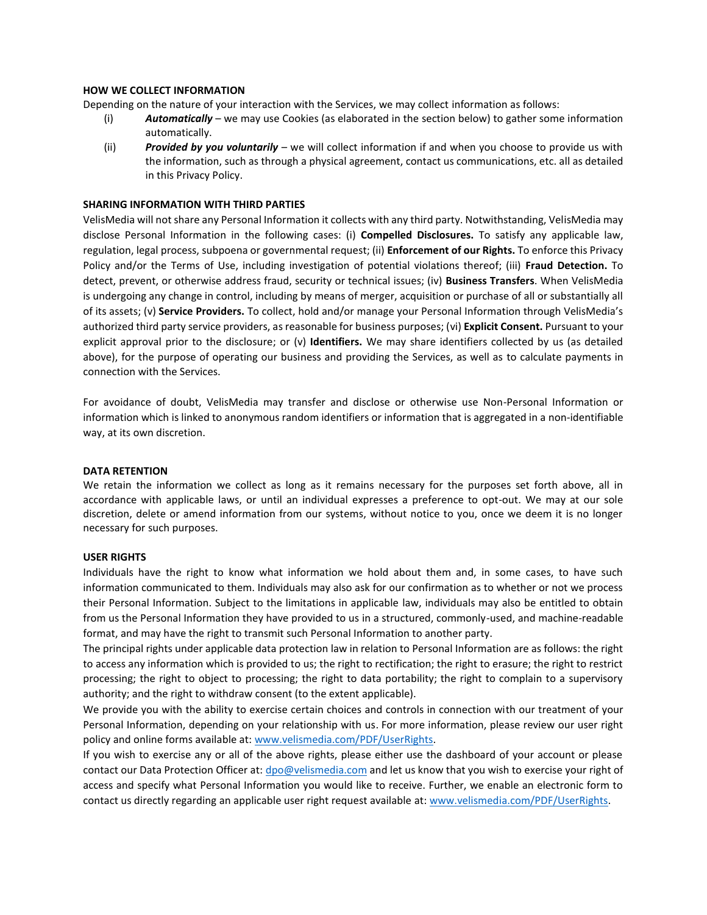**HOW WE COLLECT INFORMATION**

Depending on the nature of your interaction with the Services, we may collect information as follows:

(i) ***Automatically*** – we may use Cookies (as elaborated in the section below) to gather some information automatically.

(ii) ***Provided by you voluntarily*** – we will collect information if and when you choose to provide us with the information, such as through a physical agreement, contact us communications, etc. all as detailed in this Privacy Policy.

**SHARING INFORMATION WITH THIRD PARTIES**

VelisMedia will not share any Personal Information it collects with any third party. Notwithstanding, VelisMedia may disclose Personal Information in the following cases: (i) **Compelled Disclosures.** To satisfy any applicable law, regulation, legal process, subpoena or governmental request; (ii) **Enforcement of our Rights.** To enforce this Privacy Policy and/or the Terms of Use, including investigation of potential violations thereof; (iii) **Fraud Detection.** To detect, prevent, or otherwise address fraud, security or technical issues; (iv) **Business Transfers**. When VelisMedia is undergoing any change in control, including by means of merger, acquisition or purchase of all or substantially all of its assets; (v) **Service Providers.** To collect, hold and/or manage your Personal Information through VelisMedia's authorized third party service providers, as reasonable for business purposes; (vi) **Explicit Consent.** Pursuant to your explicit approval prior to the disclosure; or (v) **Identifiers.** We may share identifiers collected by us (as detailed above), for the purpose of operating our business and providing the Services, as well as to calculate payments in connection with the Services.

For avoidance of doubt, VelisMedia may transfer and disclose or otherwise use Non-Personal Information or information which is linked to anonymous random identifiers or information that is aggregated in a non-identifiable way, at its own discretion.

**DATA RETENTION**

We retain the information we collect as long as it remains necessary for the purposes set forth above, all in accordance with applicable laws, or until an individual expresses a preference to opt-out. We may at our sole discretion, delete or amend information from our systems, without notice to you, once we deem it is no longer necessary for such purposes.

**USER RIGHTS**

Individuals have the right to know what information we hold about them and, in some cases, to have such information communicated to them. Individuals may also ask for our confirmation as to whether or not we process their Personal Information. Subject to the limitations in applicable law, individuals may also be entitled to obtain from us the Personal Information they have provided to us in a structured, commonly-used, and machine-readable format, and may have the right to transmit such Personal Information to another party.

The principal rights under applicable data protection law in relation to Personal Information are as follows: the right to access any information which is provided to us; the right to rectification; the right to erasure; the right to restrict processing; the right to object to processing; the right to data portability; the right to complain to a supervisory authority; and the right to withdraw consent (to the extent applicable).

We provide you with the ability to exercise certain choices and controls in connection with our treatment of your Personal Information, depending on your relationship with us. For more information, please review our user right policy and online forms available at: [www.velismedia.com/PDF/UserRights](www.velismedia.com/PDF/UserRights).

If you wish to exercise any or all of the above rights, please either use the dashboard of your account or please contact our Data Protection Officer at: [dpo@velismedia.com](mailto:dpo@velismedia.com) and let us know that you wish to exercise your right of access and specify what Personal Information you would like to receive. Further, we enable an electronic form to contact us directly regarding an applicable user right request available at: [www.velismedia.com/PDF/UserRights](www.velismedia.com/PDF/UserRights).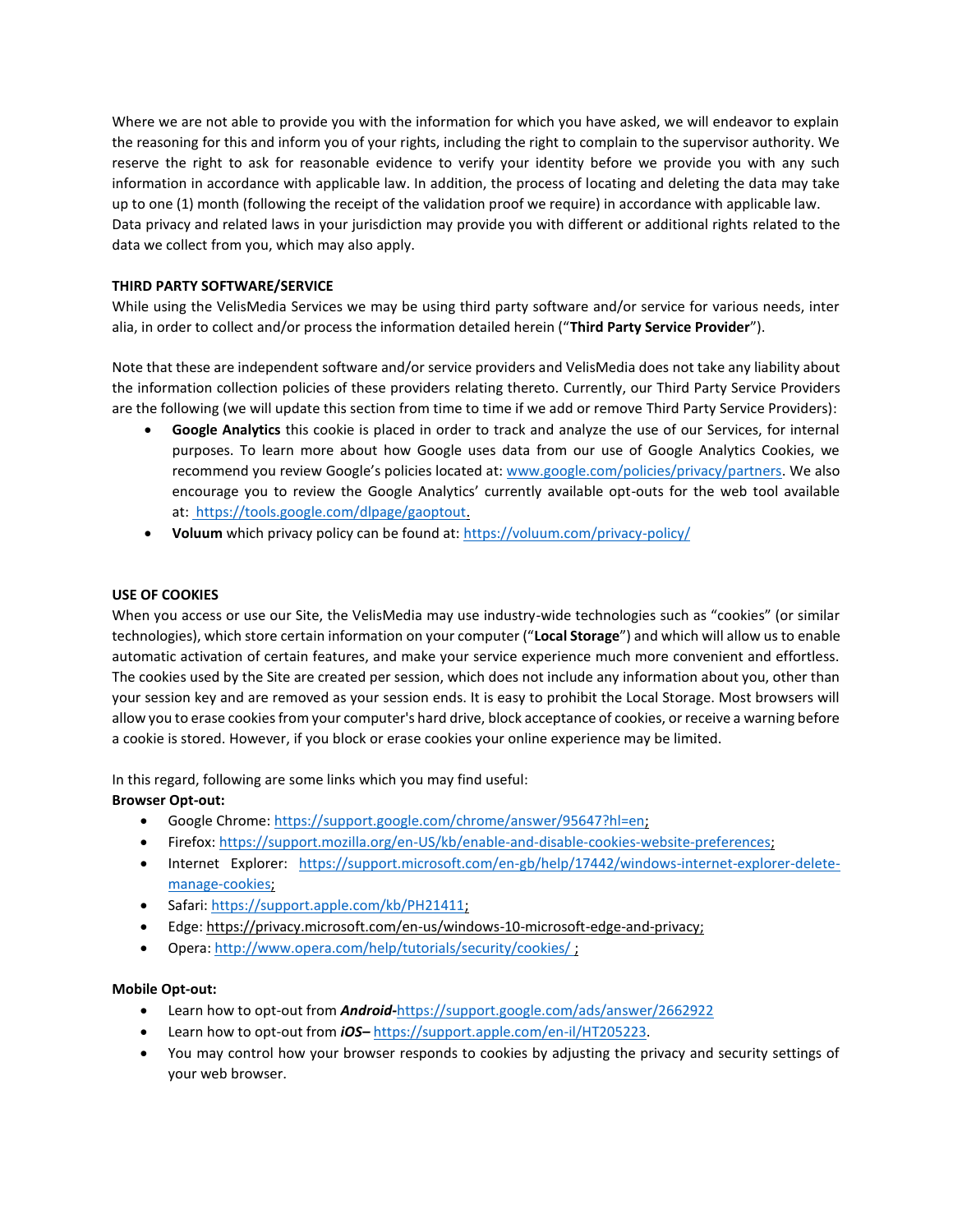Where we are not able to provide you with the information for which you have asked, we will endeavor to explain the reasoning for this and inform you of your rights, including the right to complain to the supervisor authority. We reserve the right to ask for reasonable evidence to verify your identity before we provide you with any such information in accordance with applicable law. In addition, the process of locating and deleting the data may take up to one (1) month (following the receipt of the validation proof we require) in accordance with applicable law. Data privacy and related laws in your jurisdiction may provide you with different or additional rights related to the data we collect from you, which may also apply.

**THIRD PARTY SOFTWARE/SERVICE**

While using the VelisMedia Services we may be using third party software and/or service for various needs, inter alia, in order to collect and/or process the information detailed herein ("**Third Party Service Provider**").

Note that these are independent software and/or service providers and VelisMedia does not take any liability about the information collection policies of these providers relating thereto. Currently, our Third Party Service Providers are the following (we will update this section from time to time if we add or remove Third Party Service Providers):

- **Google Analytics** this cookie is placed in order to track and analyze the use of our Services, for internal purposes. To learn more about how Google uses data from our use of Google Analytics Cookies, we recommend you review Google's policies located at: www.google.com/policies/privacy/partners. We also encourage you to review the Google Analytics' currently available opt-outs for the web tool available at: https://tools.google.com/dlpage/gaoptout.
- **Voluum** which privacy policy can be found at: https://voluum.com/privacy-policy/

**USE OF COOKIES**

When you access or use our Site, the VelisMedia may use industry-wide technologies such as "cookies" (or similar technologies), which store certain information on your computer ("**Local Storage**") and which will allow us to enable automatic activation of certain features, and make your service experience much more convenient and effortless. The cookies used by the Site are created per session, which does not include any information about you, other than your session key and are removed as your session ends. It is easy to prohibit the Local Storage. Most browsers will allow you to erase cookies from your computer's hard drive, block acceptance of cookies, or receive a warning before a cookie is stored. However, if you block or erase cookies your online experience may be limited.

In this regard, following are some links which you may find useful:

**Browser Opt-out:**

- Google Chrome: https://support.google.com/chrome/answer/95647?hl=en;
- Firefox: https://support.mozilla.org/en-US/kb/enable-and-disable-cookies-website-preferences;
- Internet Explorer: https://support.microsoft.com/en-gb/help/17442/windows-internet-explorer-delete-manage-cookies;
- Safari: https://support.apple.com/kb/PH21411;
- Edge: https://privacy.microsoft.com/en-us/windows-10-microsoft-edge-and-privacy;
- Opera: http://www.opera.com/help/tutorials/security/cookies/ ;

**Mobile Opt-out:**

- Learn how to opt-out from ***Android***-https://support.google.com/ads/answer/2662922
- Learn how to opt-out from ***iOS***– https://support.apple.com/en-il/HT205223.
- You may control how your browser responds to cookies by adjusting the privacy and security settings of your web browser.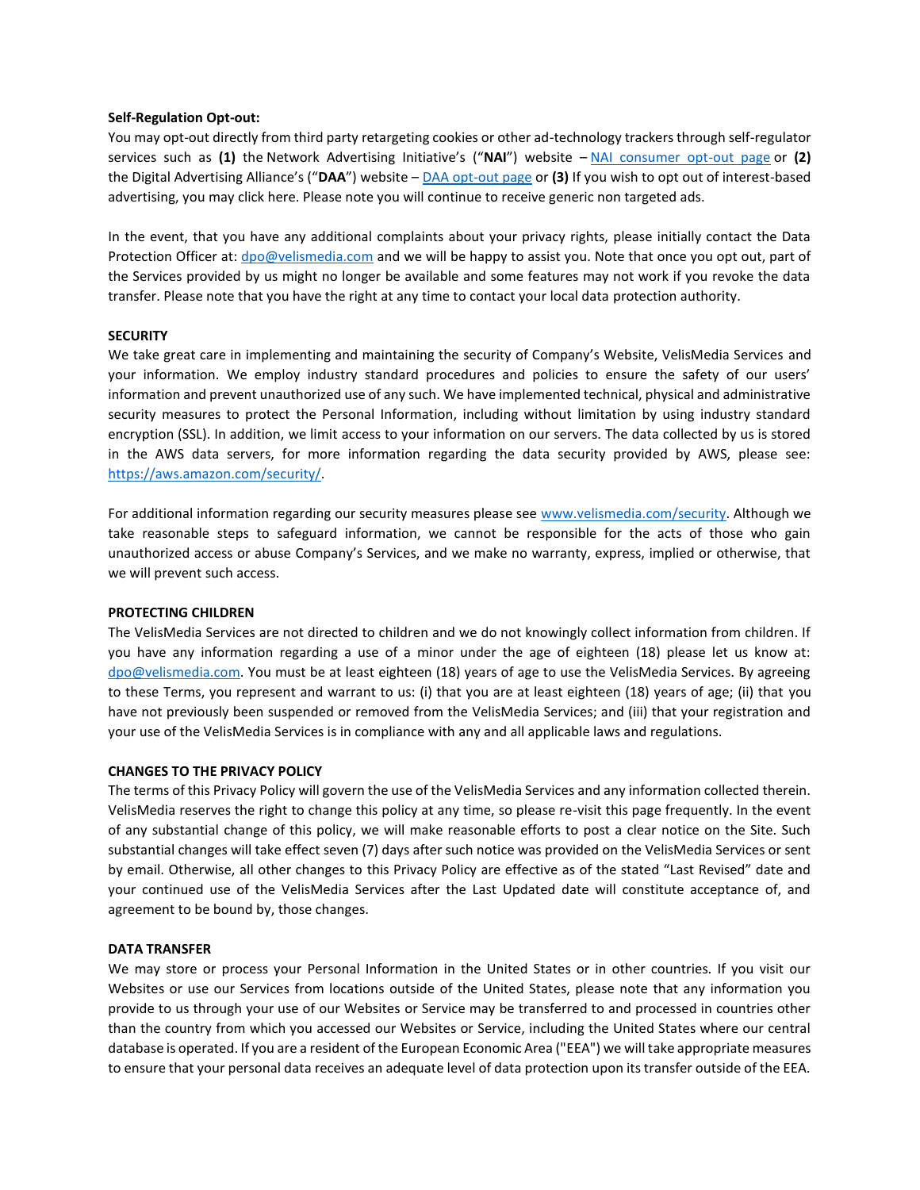**Self-Regulation Opt-out:**

You may opt-out directly from third party retargeting cookies or other ad-technology trackers through self-regulator services such as **(1)** the Network Advertising Initiative's ("**NAI**") website – NAI consumer opt-out page or **(2)** the Digital Advertising Alliance's ("**DAA**") website – DAA opt-out page or **(3)** If you wish to opt out of interest-based advertising, you may click here. Please note you will continue to receive generic non targeted ads.

In the event, that you have any additional complaints about your privacy rights, please initially contact the Data Protection Officer at: dpo@velismedia.com and we will be happy to assist you. Note that once you opt out, part of the Services provided by us might no longer be available and some features may not work if you revoke the data transfer. Please note that you have the right at any time to contact your local data protection authority.

**SECURITY**

We take great care in implementing and maintaining the security of Company's Website, VelisMedia Services and your information. We employ industry standard procedures and policies to ensure the safety of our users' information and prevent unauthorized use of any such. We have implemented technical, physical and administrative security measures to protect the Personal Information, including without limitation by using industry standard encryption (SSL). In addition, we limit access to your information on our servers. The data collected by us is stored in the AWS data servers, for more information regarding the data security provided by AWS, please see: https://aws.amazon.com/security/.

For additional information regarding our security measures please see www.velismedia.com/security. Although we take reasonable steps to safeguard information, we cannot be responsible for the acts of those who gain unauthorized access or abuse Company's Services, and we make no warranty, express, implied or otherwise, that we will prevent such access.

**PROTECTING CHILDREN**

The VelisMedia Services are not directed to children and we do not knowingly collect information from children. If you have any information regarding a use of a minor under the age of eighteen (18) please let us know at: dpo@velismedia.com. You must be at least eighteen (18) years of age to use the VelisMedia Services. By agreeing to these Terms, you represent and warrant to us: (i) that you are at least eighteen (18) years of age; (ii) that you have not previously been suspended or removed from the VelisMedia Services; and (iii) that your registration and your use of the VelisMedia Services is in compliance with any and all applicable laws and regulations.

**CHANGES TO THE PRIVACY POLICY**

The terms of this Privacy Policy will govern the use of the VelisMedia Services and any information collected therein. VelisMedia reserves the right to change this policy at any time, so please re-visit this page frequently. In the event of any substantial change of this policy, we will make reasonable efforts to post a clear notice on the Site. Such substantial changes will take effect seven (7) days after such notice was provided on the VelisMedia Services or sent by email. Otherwise, all other changes to this Privacy Policy are effective as of the stated "Last Revised" date and your continued use of the VelisMedia Services after the Last Updated date will constitute acceptance of, and agreement to be bound by, those changes.

**DATA TRANSFER**

We may store or process your Personal Information in the United States or in other countries. If you visit our Websites or use our Services from locations outside of the United States, please note that any information you provide to us through your use of our Websites or Service may be transferred to and processed in countries other than the country from which you accessed our Websites or Service, including the United States where our central database is operated. If you are a resident of the European Economic Area ("EEA") we will take appropriate measures to ensure that your personal data receives an adequate level of data protection upon its transfer outside of the EEA.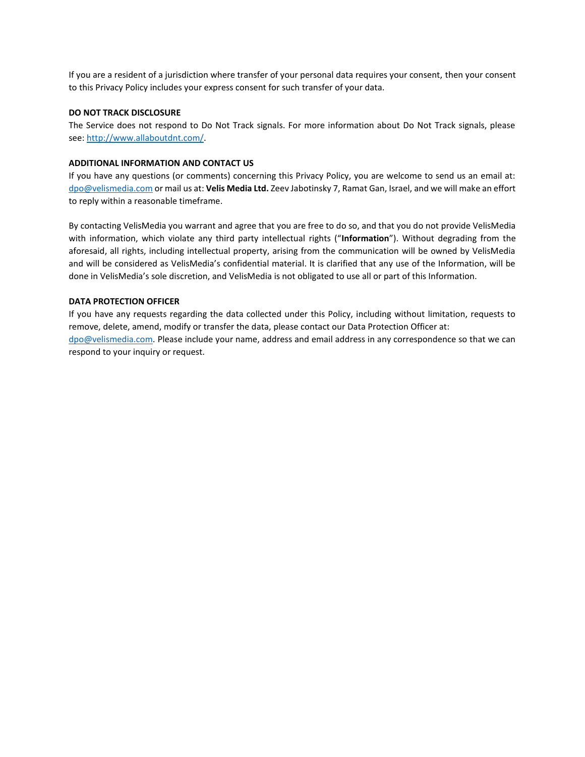If you are a resident of a jurisdiction where transfer of your personal data requires your consent, then your consent to this Privacy Policy includes your express consent for such transfer of your data.

**DO NOT TRACK DISCLOSURE**

The Service does not respond to Do Not Track signals. For more information about Do Not Track signals, please see: [http://www.allaboutdnt.com/](http://www.allaboutdnt.com/).

**ADDITIONAL INFORMATION AND CONTACT US**

If you have any questions (or comments) concerning this Privacy Policy, you are welcome to send us an email at: [dpo@velismedia.com](mailto:dpo@velismedia.com) or mail us at: **Velis Media Ltd.** Zeev Jabotinsky 7, Ramat Gan, Israel, and we will make an effort to reply within a reasonable timeframe.

By contacting VelisMedia you warrant and agree that you are free to do so, and that you do not provide VelisMedia with information, which violate any third party intellectual rights ("**Information**"). Without degrading from the aforesaid, all rights, including intellectual property, arising from the communication will be owned by VelisMedia and will be considered as VelisMedia's confidential material. It is clarified that any use of the Information, will be done in VelisMedia's sole discretion, and VelisMedia is not obligated to use all or part of this Information.

**DATA PROTECTION OFFICER**

If you have any requests regarding the data collected under this Policy, including without limitation, requests to remove, delete, amend, modify or transfer the data, please contact our Data Protection Officer at: [dpo@velismedia.com](mailto:dpo@velismedia.com). Please include your name, address and email address in any correspondence so that we can respond to your inquiry or request.